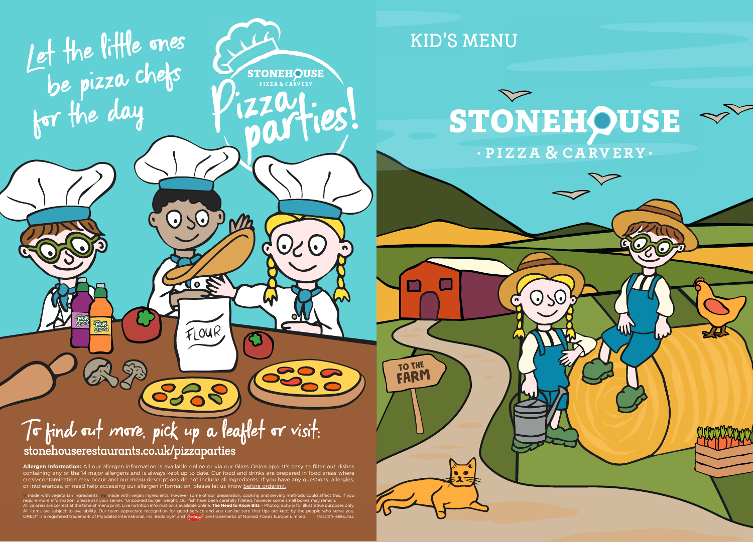Let the little ones be pizza chefs for the day

STONEHOUSE · PIZZA & CARVERY ·

Pizza parties!

To find out more, pick up a leaflet or visit:

stonehouserestaurants.co.uk/pizzaparties

**Allergen Information:** All our allergen information is available online or via our Glass Onion app. It's easy to filter out dishes containing any of the 14 major allergens and is always kept up to date. Our food and drinks are prepared in food areas where cross-contamination may occur and our menu descriptions do not include all ingredients. If you have any questions, allergies, or intolerances, or need help accessing our allergen information, please let us know before ordering.

V made with vegetarian ingredients, VE made with vegan ingredients, however some of our preparation, cooking and serving methods could affect this. If you require more information, please ask your server. *Uncooked burger weight. Our fish have been carefully filleted, however some small bones may remain. All calories are correct at the time of menu print. Live nutrition information is available online. **The Need to Know Bits**: - Photography is for illustrative purposes only. All items are subject to availability. Our team appreciate recognition for good service and you can be sure that tips are kept by the people who serve you. OREO® is a registered trademark of Mondalez International, Inc. Birds Eye® and Birds Eye are trademarks of Nomad Foods Europe Limited. 77822/STH/MENU/ALL

# KID'S MENU

# STONEHOUSE

· PIZZA & CARVERY ·

TO THE FARM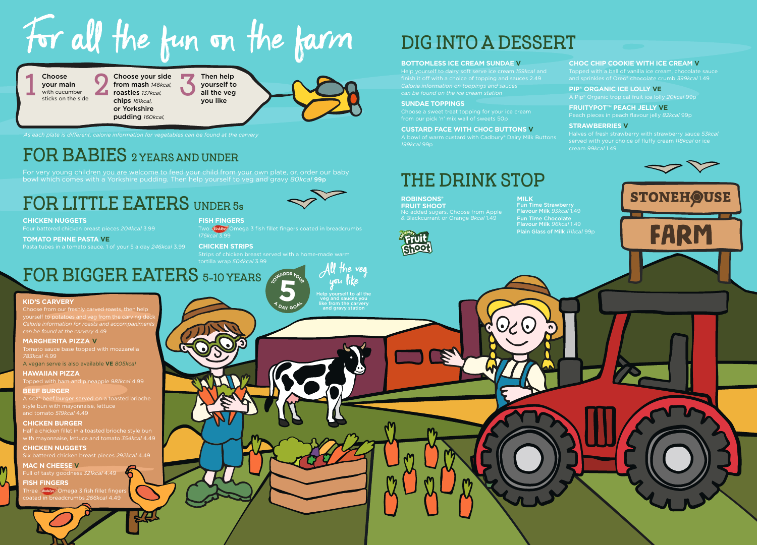# For all the fun on the farm

1 **Choose your main** with cucumber sticks on the side

2 **Choose your side from mash** *146kcal*, **roasties** *137kcal*, **chips** *161kcal*, **or Yorkshire pudding** *160kcal*,

3 **Then help yourself to all the veg you like**

*As each plate is different, calorie information for vegetables can be found at the carvery*

## FOR BABIES 2 YEARS AND UNDER

For very young children you are welcome to feed your child from your own plate, or, order our baby bowl which comes with a Yorkshire pudding. Then help yourself to veg and gravy *80kcal* **99p**

## FOR LITTLE EATERS UNDER 5s

**CHICKEN NUGGETS**
Four battered chicken breast pieces *204kcal* 3.99

**TOMATO PENNE PASTA VE**
Pasta tubes in a tomato sauce. 1 of your 5 a day *246kcal* 3.99

**FISH FINGERS**
Two Birds Eye Omega 3 fish fillet fingers coated in breadcrumbs *176kcal* 3.99

**CHICKEN STRIPS**
Strips of chicken breast served with a home-made warm tortilla wrap *504kcal* 3.99

## FOR BIGGER EATERS 5-10 YEARS

TOWARDS YOUR 5 A DAY GOAL

**All the veg you like**
Help yourself to all the veg and sauces you like from the carvery and gravy station

**KID'S CARVERY**
Choose from our freshly carved roasts, then help yourself to potatoes and veg from the carving deck. *Calorie information for roasts and accompaniments can be found at the carvery* 4.49

**MARGHERITA PIZZA V**
Tomato sauce base topped with mozzarella *783kcal* 4.99
A vegan serve is also available **VE** *805kcal*

**HAWAIIAN PIZZA**
Topped with ham and pineapple *981kcal* 4.99

**BEEF BURGER**
A 4oz* beef burger served on a toasted brioche style bun with mayonnaise, lettuce and tomato *519kcal* 4.49

**CHICKEN BURGER**
Half a chicken fillet in a toasted brioche style bun with mayonnaise, lettuce and tomato *354kcal* 4.49

**CHICKEN NUGGETS**
Six battered chicken breast pieces *292kcal* 4.49

**MAC N CHEESE V**
Full of tasty goodness *321kcal* 4.49

**FISH FINGERS**
Three Birds Eye Omega 3 fish fillet fingers coated in breadcrumbs *266kcal* 4.49

## DIG INTO A DESSERT

**BOTTOMLESS ICE CREAM SUNDAE V**
Help yourself to dairy soft serve ice cream *159kcal* and finish it off with a choice of topping and sauces 2.49
*Calorie information on toppings and sauces can be found on the ice cream station*

**SUNDAE TOPPINGS**
Choose a sweet treat topping for your ice cream from our pick 'n' mix wall of sweets 50p

**CUSTARD FACE WITH CHOC BUTTONS V**
A bowl of warm custard with Cadbury® Dairy Milk Buttons *199kcal* 99p

**CHOC CHIP COOKIE WITH ICE CREAM V**
Topped with a ball of vanilla ice cream, chocolate sauce and sprinkles of Oreo® chocolate crumb *399kcal* 1.49

**PIP® ORGANIC ICE LOLLY VE**
A Pip® Organic tropical fruit ice lolly *20kcal* 99p

**FRUITYPOT™ PEACH JELLY VE**
Peach pieces in peach flavour jelly *82kcal* 99p

**STRAWBERRIES V**
Halves of fresh strawberry with strawberry sauce *53kcal* served with your choice of fluffy cream *118kcal* or ice cream *99kcal* 1.49

## THE DRINK STOP

**ROBINSONS® FRUIT SHOOT**
No added sugars. Choose from Apple & Blackcurrant or Orange *8kcal* 1.49

**MILK**
**Fun Time Strawberry Flavour Milk** *93kcal* 1.49
**Fun Time Chocolate Flavour Milk** *96kcal* 1.49
**Plain Glass of Milk** *111kcal* 99p

STONEHOUSE FARM